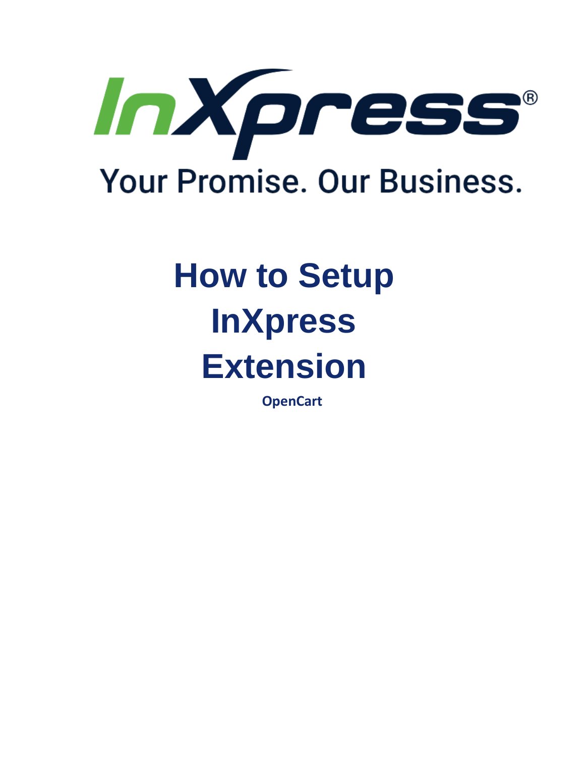InXpress®

Your Promise. Our Business.

# How to Setup InXpress Extension

**OpenCart**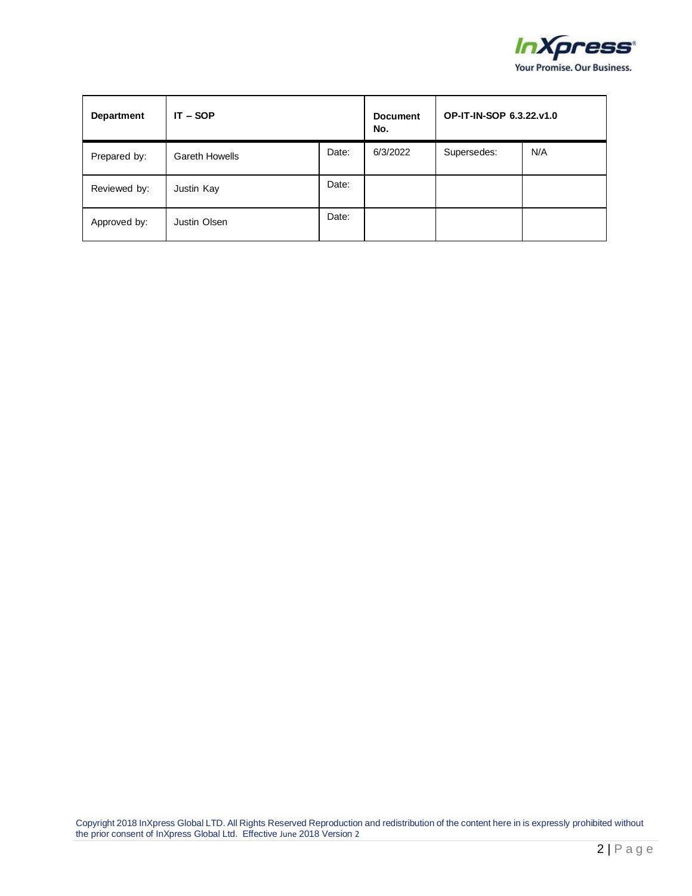| Department | IT – SOP | | Document No. | OP-IT-IN-SOP 6.3.22.v1.0 | |
|---|---|---|---|---|---|
| Prepared by: | Gareth Howells | Date: | 6/3/2022 | Supersedes: | N/A |
| Reviewed by: | Justin Kay | Date: | | | |
| Approved by: | Justin Olsen | Date: | | | |

Copyright 2018 InXpress Global LTD. All Rights Reserved Reproduction and redistribution of the content here in is expressly prohibited without the prior consent of InXpress Global Ltd. Effective June 2018 Version 2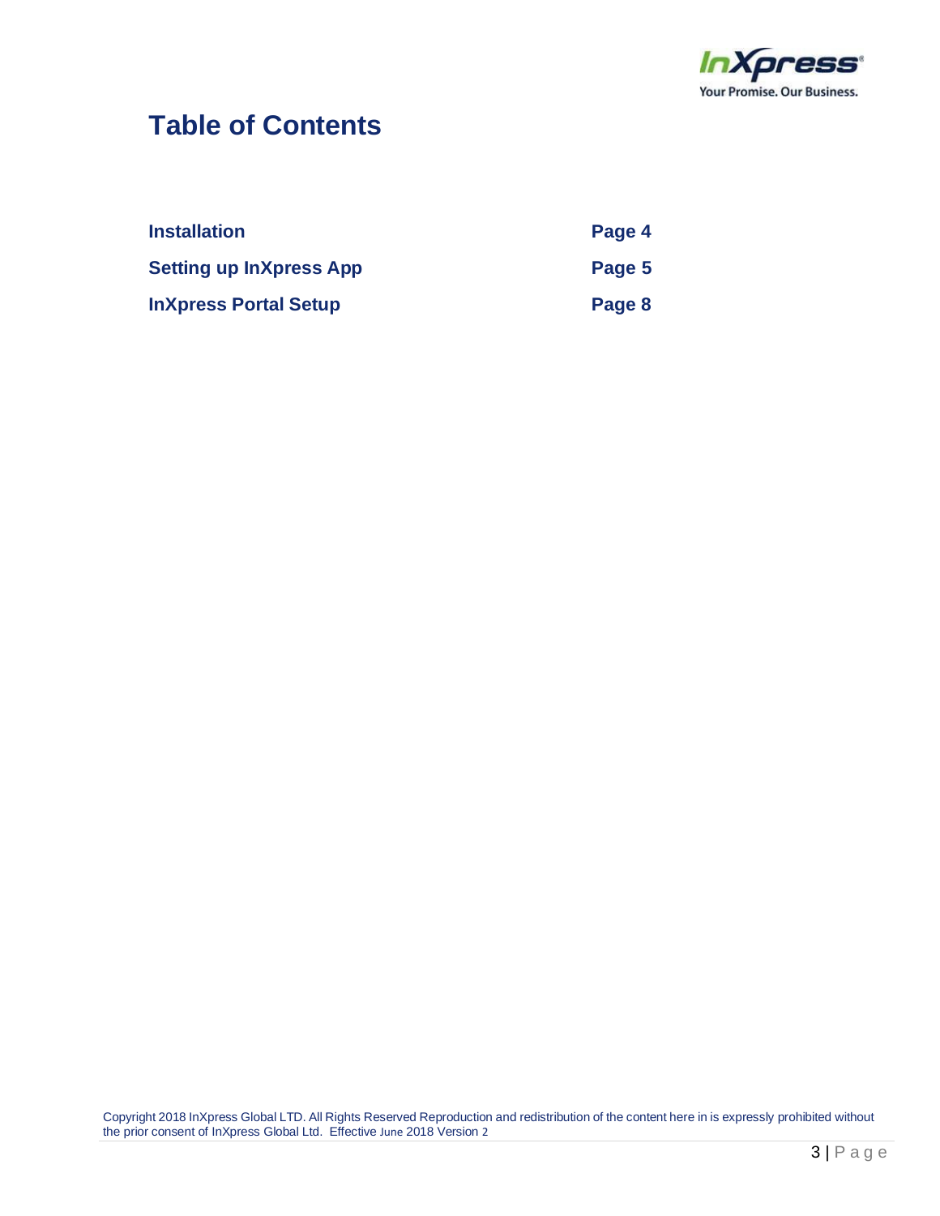# Table of Contents

| | |
|---|---|
| **Installation** | **Page 4** |
| **Setting up InXpress App** | **Page 5** |
| **InXpress Portal Setup** | **Page 8** |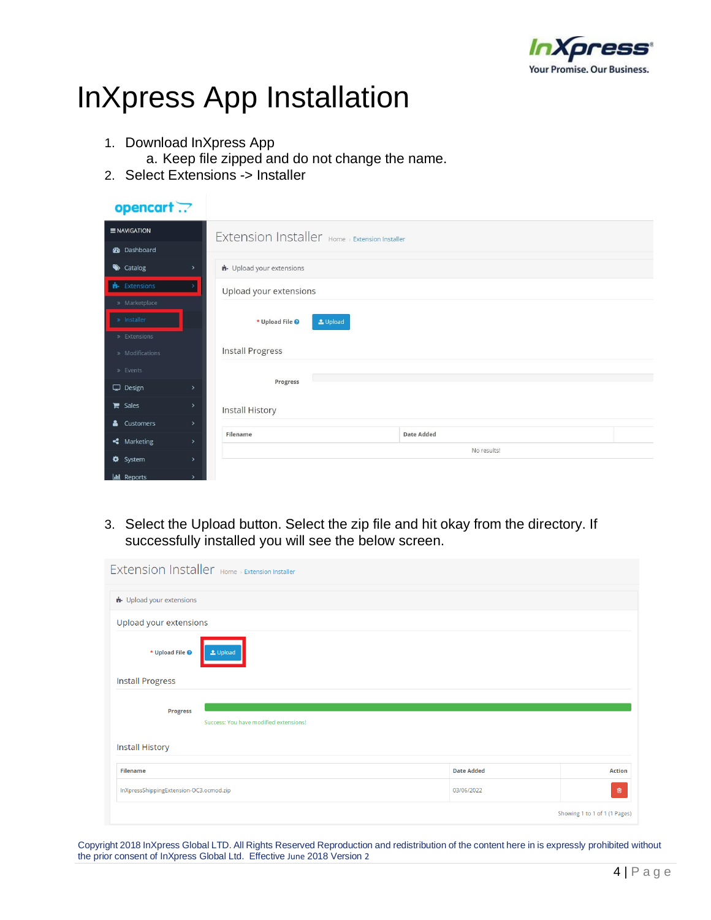# InXpress App Installation

1. Download InXpress App
    a. Keep file zipped and do not change the name.
2. Select Extensions -> Installer

3. Select the Upload button. Select the zip file and hit okay from the directory. If successfully installed you will see the below screen.

Copyright 2018 InXpress Global LTD. All Rights Reserved Reproduction and redistribution of the content here in is expressly prohibited without the prior consent of InXpress Global Ltd. Effective June 2018 Version 2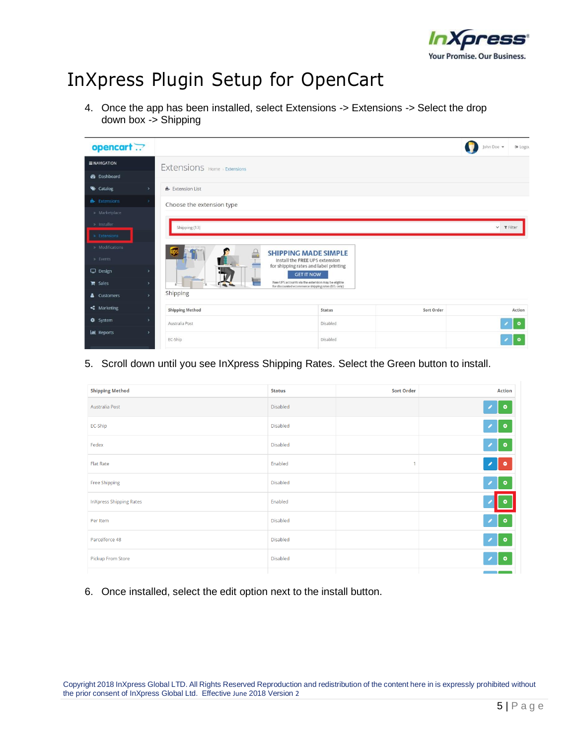# InXpress Plugin Setup for OpenCart

4. Once the app has been installed, select Extensions -> Extensions -> Select the drop down box -> Shipping

5. Scroll down until you see InXpress Shipping Rates. Select the Green button to install.

6. Once installed, select the edit option next to the install button.

Copyright 2018 InXpress Global LTD. All Rights Reserved Reproduction and redistribution of the content here in is expressly prohibited without the prior consent of InXpress Global Ltd. Effective June 2018 Version 2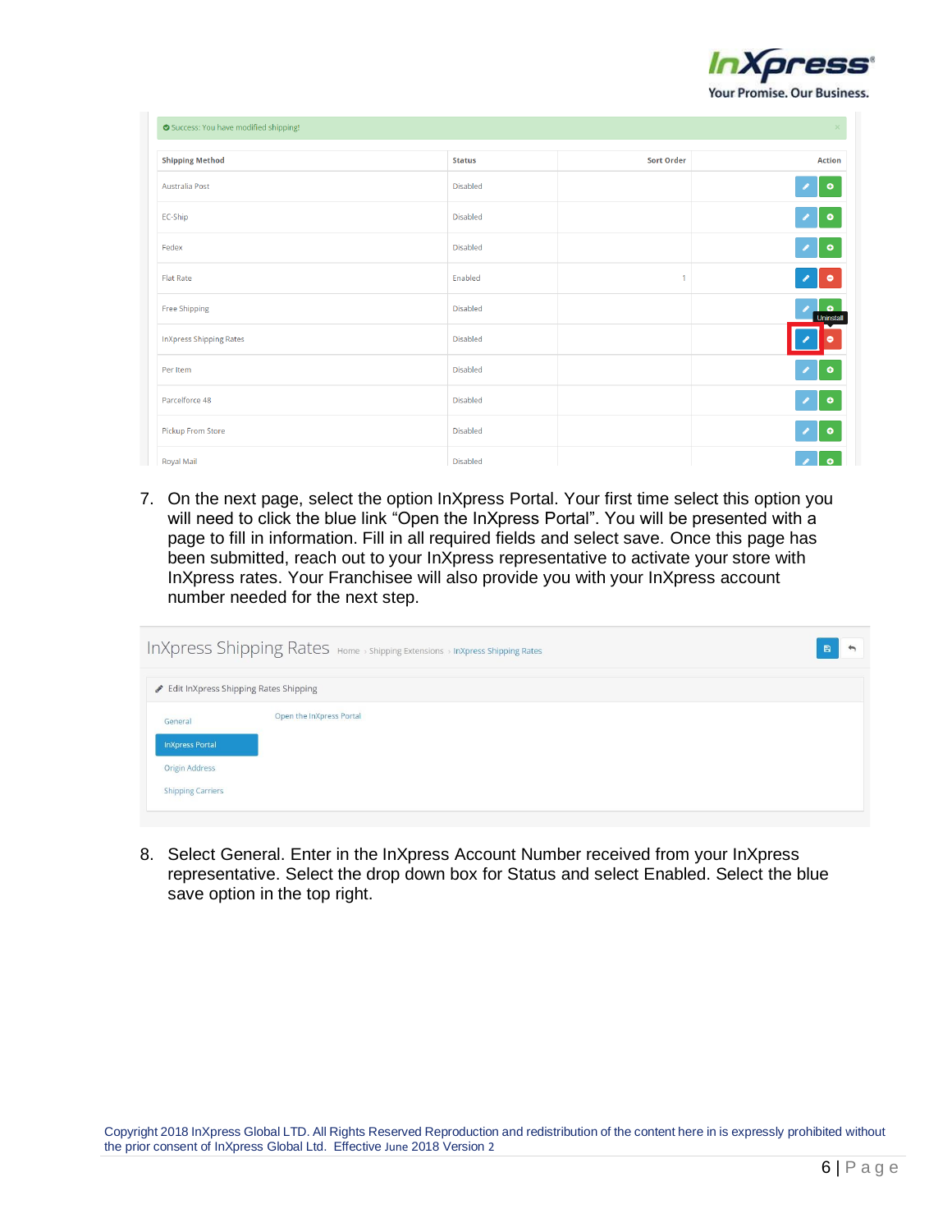| Shipping Method | Status | Sort Order | Action |
|---|---|---|---|
| Australia Post | Disabled | | |
| EC-Ship | Disabled | | |
| Fedex | Disabled | | |
| Flat Rate | Enabled | 1 | |
| Free Shipping | Disabled | | |
| InXpress Shipping Rates | Disabled | | |
| Per Item | Disabled | | |
| Parcelforce 48 | Disabled | | |
| Pickup From Store | Disabled | | |
| Royal Mail | Disabled | | |

7. On the next page, select the option InXpress Portal. Your first time select this option you will need to click the blue link "Open the InXpress Portal". You will be presented with a page to fill in information. Fill in all required fields and select save. Once this page has been submitted, reach out to your InXpress representative to activate your store with InXpress rates. Your Franchisee will also provide you with your InXpress account number needed for the next step.

8. Select General. Enter in the InXpress Account Number received from your InXpress representative. Select the drop down box for Status and select Enabled. Select the blue save option in the top right.

Copyright 2018 InXpress Global LTD. All Rights Reserved Reproduction and redistribution of the content here in is expressly prohibited without the prior consent of InXpress Global Ltd. Effective June 2018 Version 2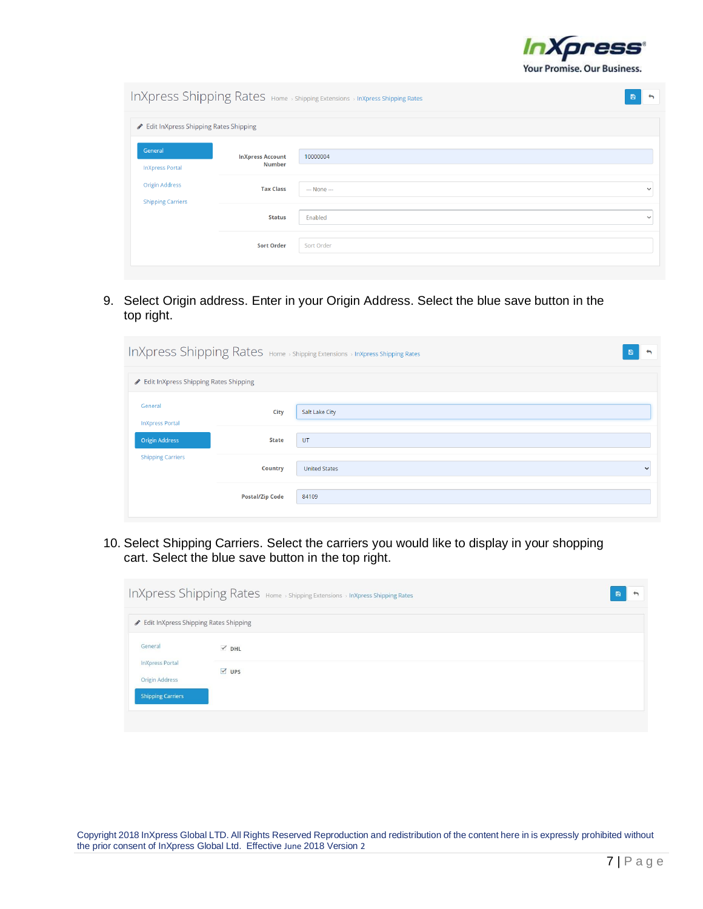InXpress Shipping Rates Home › Shipping Extensions › InXpress Shipping Rates

Edit InXpress Shipping Rates Shipping

- General
- InXpress Portal
- Origin Address
- Shipping Carriers

| | |
|---|---|
| InXpress Account Number | 10000004 |
| Tax Class | --- None --- |
| Status | Enabled |
| Sort Order | Sort Order |

9. Select Origin address. Enter in your Origin Address. Select the blue save button in the top right.

InXpress Shipping Rates Home › Shipping Extensions › InXpress Shipping Rates

Edit InXpress Shipping Rates Shipping

- General
- InXpress Portal
- Origin Address
- Shipping Carriers

| | |
|---|---|
| City | Salt Lake City |
| State | UT |
| Country | United States |
| Postal/Zip Code | 84109 |

10. Select Shipping Carriers. Select the carriers you would like to display in your shopping cart. Select the blue save button in the top right.

InXpress Shipping Rates Home › Shipping Extensions › InXpress Shipping Rates

Edit InXpress Shipping Rates Shipping

- General
- InXpress Portal
- Origin Address
- Shipping Carriers

- ☑ DHL
- ☑ UPS

Copyright 2018 InXpress Global LTD. All Rights Reserved Reproduction and redistribution of the content here in is expressly prohibited without the prior consent of InXpress Global Ltd. Effective June 2018 Version 2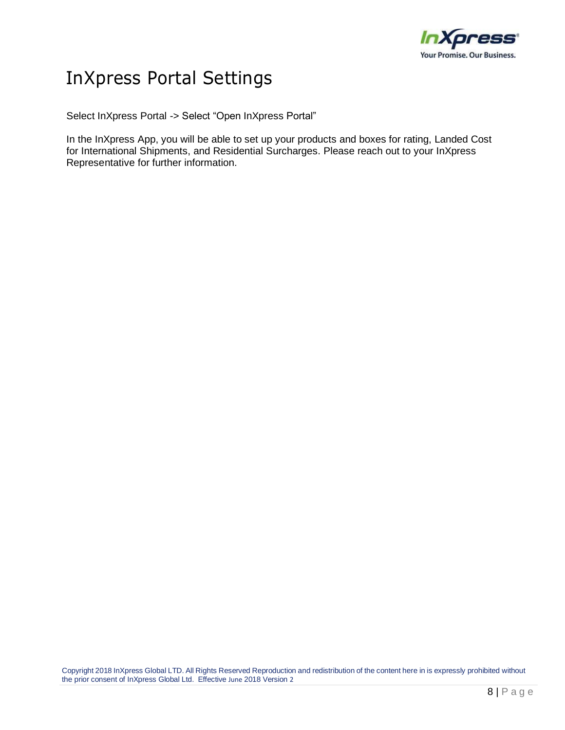# InXpress Portal Settings

Select InXpress Portal -> Select “Open InXpress Portal”

In the InXpress App, you will be able to set up your products and boxes for rating, Landed Cost for International Shipments, and Residential Surcharges. Please reach out to your InXpress Representative for further information.